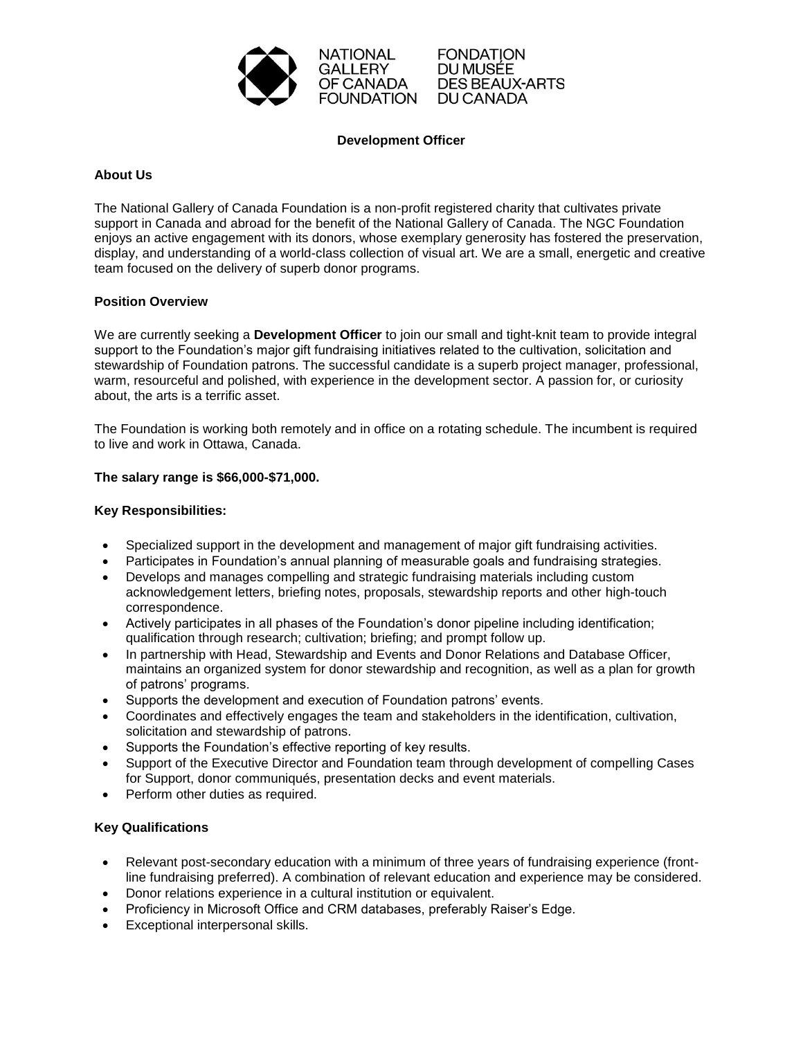NATIONAL GALLERY OF CANADA FOUNDATION
FONDATION DU MUSÉE DES BEAUX-ARTS DU CANADA

# Development Officer

## About Us

The National Gallery of Canada Foundation is a non-profit registered charity that cultivates private support in Canada and abroad for the benefit of the National Gallery of Canada. The NGC Foundation enjoys an active engagement with its donors, whose exemplary generosity has fostered the preservation, display, and understanding of a world-class collection of visual art. We are a small, energetic and creative team focused on the delivery of superb donor programs.

## Position Overview

We are currently seeking a **Development Officer** to join our small and tight-knit team to provide integral support to the Foundation's major gift fundraising initiatives related to the cultivation, solicitation and stewardship of Foundation patrons. The successful candidate is a superb project manager, professional, warm, resourceful and polished, with experience in the development sector. A passion for, or curiosity about, the arts is a terrific asset.

The Foundation is working both remotely and in office on a rotating schedule. The incumbent is required to live and work in Ottawa, Canada.

**The salary range is $66,000-$71,000.**

## Key Responsibilities:

- Specialized support in the development and management of major gift fundraising activities.
- Participates in Foundation's annual planning of measurable goals and fundraising strategies.
- Develops and manages compelling and strategic fundraising materials including custom acknowledgement letters, briefing notes, proposals, stewardship reports and other high-touch correspondence.
- Actively participates in all phases of the Foundation's donor pipeline including identification; qualification through research; cultivation; briefing; and prompt follow up.
- In partnership with Head, Stewardship and Events and Donor Relations and Database Officer, maintains an organized system for donor stewardship and recognition, as well as a plan for growth of patrons' programs.
- Supports the development and execution of Foundation patrons' events.
- Coordinates and effectively engages the team and stakeholders in the identification, cultivation, solicitation and stewardship of patrons.
- Supports the Foundation's effective reporting of key results.
- Support of the Executive Director and Foundation team through development of compelling Cases for Support, donor communiqués, presentation decks and event materials.
- Perform other duties as required.

## Key Qualifications

- Relevant post-secondary education with a minimum of three years of fundraising experience (front-line fundraising preferred). A combination of relevant education and experience may be considered.
- Donor relations experience in a cultural institution or equivalent.
- Proficiency in Microsoft Office and CRM databases, preferably Raiser's Edge.
- Exceptional interpersonal skills.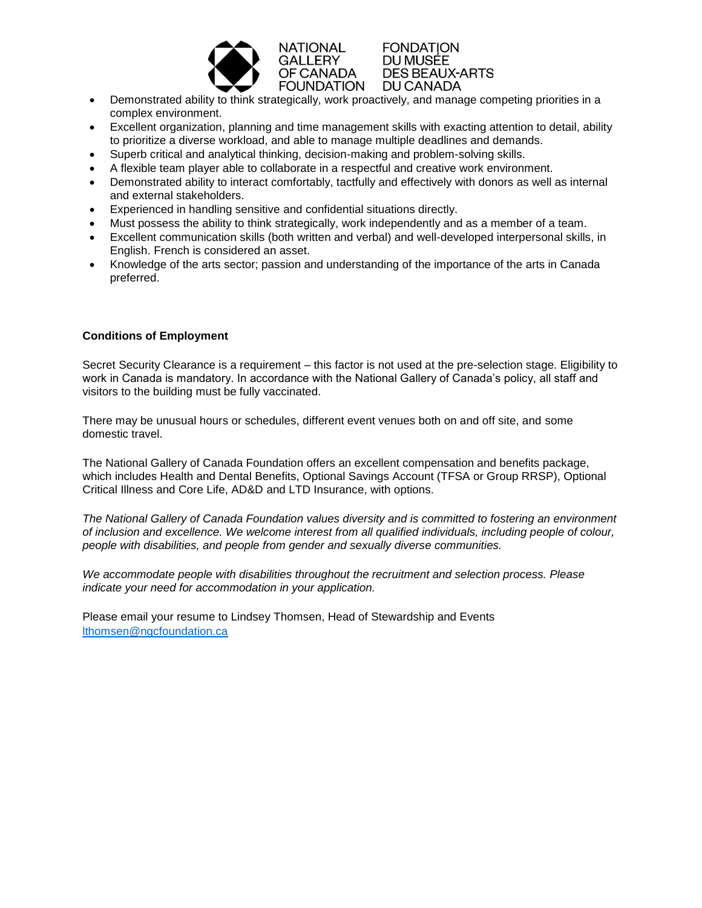- Demonstrated ability to think strategically, work proactively, and manage competing priorities in a complex environment.
- Excellent organization, planning and time management skills with exacting attention to detail, ability to prioritize a diverse workload, and able to manage multiple deadlines and demands.
- Superb critical and analytical thinking, decision-making and problem-solving skills.
- A flexible team player able to collaborate in a respectful and creative work environment.
- Demonstrated ability to interact comfortably, tactfully and effectively with donors as well as internal and external stakeholders.
- Experienced in handling sensitive and confidential situations directly.
- Must possess the ability to think strategically, work independently and as a member of a team.
- Excellent communication skills (both written and verbal) and well-developed interpersonal skills, in English. French is considered an asset.
- Knowledge of the arts sector; passion and understanding of the importance of the arts in Canada preferred.

**Conditions of Employment**

Secret Security Clearance is a requirement – this factor is not used at the pre-selection stage. Eligibility to work in Canada is mandatory. In accordance with the National Gallery of Canada's policy, all staff and visitors to the building must be fully vaccinated.

There may be unusual hours or schedules, different event venues both on and off site, and some domestic travel.

The National Gallery of Canada Foundation offers an excellent compensation and benefits package, which includes Health and Dental Benefits, Optional Savings Account (TFSA or Group RRSP), Optional Critical Illness and Core Life, AD&D and LTD Insurance, with options.

*The National Gallery of Canada Foundation values diversity and is committed to fostering an environment of inclusion and excellence. We welcome interest from all qualified individuals, including people of colour, people with disabilities, and people from gender and sexually diverse communities.*

*We accommodate people with disabilities throughout the recruitment and selection process. Please indicate your need for accommodation in your application.*

Please email your resume to Lindsey Thomsen, Head of Stewardship and Events
lthomsen@ngcfoundation.ca